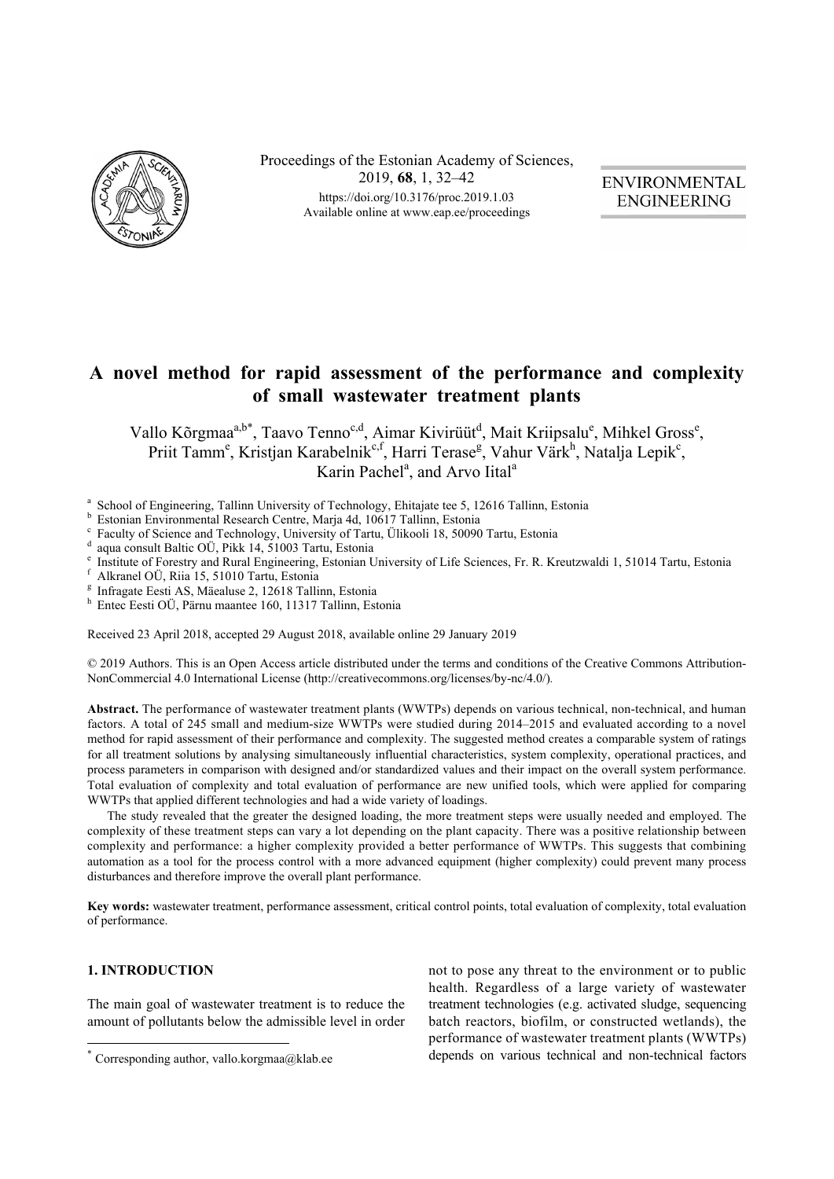Proceedings of the Estonian Academy of Sciences,
2019, **68**, 1, 32–42
https://doi.org/10.3176/proc.2019.1.03
Available online at www.eap.ee/proceedings

ENVIRONMENTAL ENGINEERING

# A novel method for rapid assessment of the performance and complexity of small wastewater treatment plants

Vallo Kõrgmaa[a,b*], Taavo Tenno[c,d], Aimar Kivirüüt[d], Mait Kriipsalu[e], Mihkel Gross[e], Priit Tamm[e], Kristjan Karabelnik[c,f], Harri Terase[g], Vahur Värk[h], Natalja Lepik[c], Karin Pachel[a], and Arvo Iital[a]

[a] School of Engineering, Tallinn University of Technology, Ehitajate tee 5, 12616 Tallinn, Estonia
[b] Estonian Environmental Research Centre, Marja 4d, 10617 Tallinn, Estonia
[c] Faculty of Science and Technology, University of Tartu, Ülikooli 18, 50090 Tartu, Estonia
[d] aqua consult Baltic OÜ, Pikk 14, 51003 Tartu, Estonia
[e] Institute of Forestry and Rural Engineering, Estonian University of Life Sciences, Fr. R. Kreutzwaldi 1, 51014 Tartu, Estonia
[f] Alkranel OÜ, Riia 15, 51010 Tartu, Estonia
[g] Infragate Eesti AS, Mäealuse 2, 12618 Tallinn, Estonia
[h] Entec Eesti OÜ, Pärnu maantee 160, 11317 Tallinn, Estonia

Received 23 April 2018, accepted 29 August 2018, available online 29 January 2019

© 2019 Authors. This is an Open Access article distributed under the terms and conditions of the Creative Commons Attribution-NonCommercial 4.0 International License (http://creativecommons.org/licenses/by-nc/4.0/).

**Abstract.** The performance of wastewater treatment plants (WWTPs) depends on various technical, non-technical, and human factors. A total of 245 small and medium-size WWTPs were studied during 2014–2015 and evaluated according to a novel method for rapid assessment of their performance and complexity. The suggested method creates a comparable system of ratings for all treatment solutions by analysing simultaneously influential characteristics, system complexity, operational practices, and process parameters in comparison with designed and/or standardized values and their impact on the overall system performance. Total evaluation of complexity and total evaluation of performance are new unified tools, which were applied for comparing WWTPs that applied different technologies and had a wide variety of loadings.

The study revealed that the greater the designed loading, the more treatment steps were usually needed and employed. The complexity of these treatment steps can vary a lot depending on the plant capacity. There was a positive relationship between complexity and performance: a higher complexity provided a better performance of WWTPs. This suggests that combining automation as a tool for the process control with a more advanced equipment (higher complexity) could prevent many process disturbances and therefore improve the overall plant performance.

**Key words:** wastewater treatment, performance assessment, critical control points, total evaluation of complexity, total evaluation of performance.

## 1. INTRODUCTION

The main goal of wastewater treatment is to reduce the amount of pollutants below the admissible level in order not to pose any threat to the environment or to public health. Regardless of a large variety of wastewater treatment technologies (e.g. activated sludge, sequencing batch reactors, biofilm, or constructed wetlands), the performance of wastewater treatment plants (WWTPs) depends on various technical and non-technical factors

* Corresponding author, vallo.korgmaa@klab.ee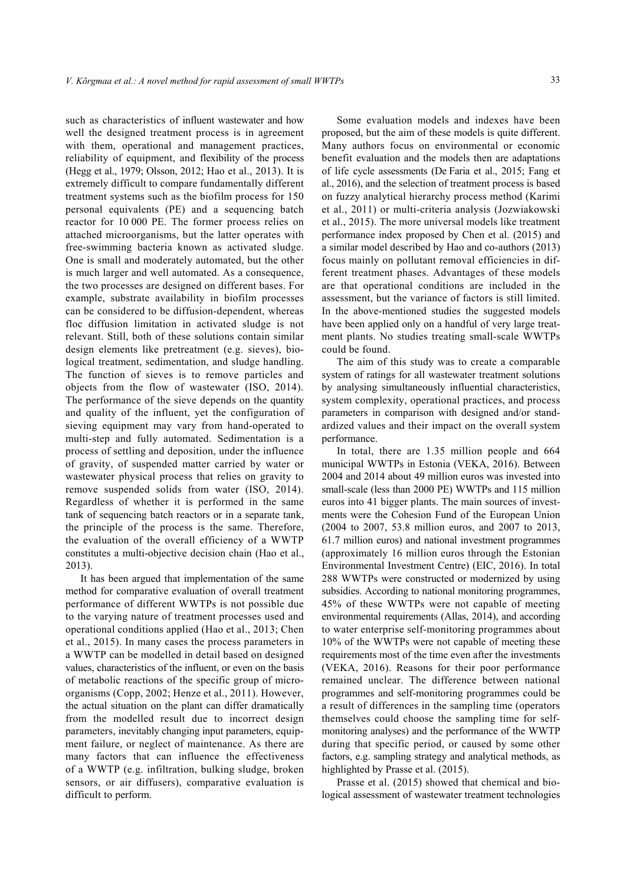such as characteristics of influent wastewater and how well the designed treatment process is in agreement with them, operational and management practices, reliability of equipment, and flexibility of the process (Hegg et al., 1979; Olsson, 2012; Hao et al., 2013). It is extremely difficult to compare fundamentally different treatment systems such as the biofilm process for 150 personal equivalents (PE) and a sequencing batch reactor for 10 000 PE. The former process relies on attached microorganisms, but the latter operates with free-swimming bacteria known as activated sludge. One is small and moderately automated, but the other is much larger and well automated. As a consequence, the two processes are designed on different bases. For example, substrate availability in biofilm processes can be considered to be diffusion-dependent, whereas floc diffusion limitation in activated sludge is not relevant. Still, both of these solutions contain similar design elements like pretreatment (e.g. sieves), biological treatment, sedimentation, and sludge handling. The function of sieves is to remove particles and objects from the flow of wastewater (ISO, 2014). The performance of the sieve depends on the quantity and quality of the influent, yet the configuration of sieving equipment may vary from hand-operated to multi-step and fully automated. Sedimentation is a process of settling and deposition, under the influence of gravity, of suspended matter carried by water or wastewater physical process that relies on gravity to remove suspended solids from water (ISO, 2014). Regardless of whether it is performed in the same tank of sequencing batch reactors or in a separate tank, the principle of the process is the same. Therefore, the evaluation of the overall efficiency of a WWTP constitutes a multi-objective decision chain (Hao et al., 2013).

It has been argued that implementation of the same method for comparative evaluation of overall treatment performance of different WWTPs is not possible due to the varying nature of treatment processes used and operational conditions applied (Hao et al., 2013; Chen et al., 2015). In many cases the process parameters in a WWTP can be modelled in detail based on designed values, characteristics of the influent, or even on the basis of metabolic reactions of the specific group of microorganisms (Copp, 2002; Henze et al., 2011). However, the actual situation on the plant can differ dramatically from the modelled result due to incorrect design parameters, inevitably changing input parameters, equipment failure, or neglect of maintenance. As there are many factors that can influence the effectiveness of a WWTP (e.g. infiltration, bulking sludge, broken sensors, or air diffusers), comparative evaluation is difficult to perform.

Some evaluation models and indexes have been proposed, but the aim of these models is quite different. Many authors focus on environmental or economic benefit evaluation and the models then are adaptations of life cycle assessments (De Faria et al., 2015; Fang et al., 2016), and the selection of treatment process is based on fuzzy analytical hierarchy process method (Karimi et al., 2011) or multi-criteria analysis (Jozwiakowski et al., 2015). The more universal models like treatment performance index proposed by Chen et al. (2015) and a similar model described by Hao and co-authors (2013) focus mainly on pollutant removal efficiencies in different treatment phases. Advantages of these models are that operational conditions are included in the assessment, but the variance of factors is still limited. In the above-mentioned studies the suggested models have been applied only on a handful of very large treatment plants. No studies treating small-scale WWTPs could be found.

The aim of this study was to create a comparable system of ratings for all wastewater treatment solutions by analysing simultaneously influential characteristics, system complexity, operational practices, and process parameters in comparison with designed and/or standardized values and their impact on the overall system performance.

In total, there are 1.35 million people and 664 municipal WWTPs in Estonia (VEKA, 2016). Between 2004 and 2014 about 49 million euros was invested into small-scale (less than 2000 PE) WWTPs and 115 million euros into 41 bigger plants. The main sources of investments were the Cohesion Fund of the European Union (2004 to 2007, 53.8 million euros, and 2007 to 2013, 61.7 million euros) and national investment programmes (approximately 16 million euros through the Estonian Environmental Investment Centre) (EIC, 2016). In total 288 WWTPs were constructed or modernized by using subsidies. According to national monitoring programmes, 45% of these WWTPs were not capable of meeting environmental requirements (Allas, 2014), and according to water enterprise self-monitoring programmes about 10% of the WWTPs were not capable of meeting these requirements most of the time even after the investments (VEKA, 2016). Reasons for their poor performance remained unclear. The difference between national programmes and self-monitoring programmes could be a result of differences in the sampling time (operators themselves could choose the sampling time for self-monitoring analyses) and the performance of the WWTP during that specific period, or caused by some other factors, e.g. sampling strategy and analytical methods, as highlighted by Prasse et al. (2015).

Prasse et al. (2015) showed that chemical and biological assessment of wastewater treatment technologies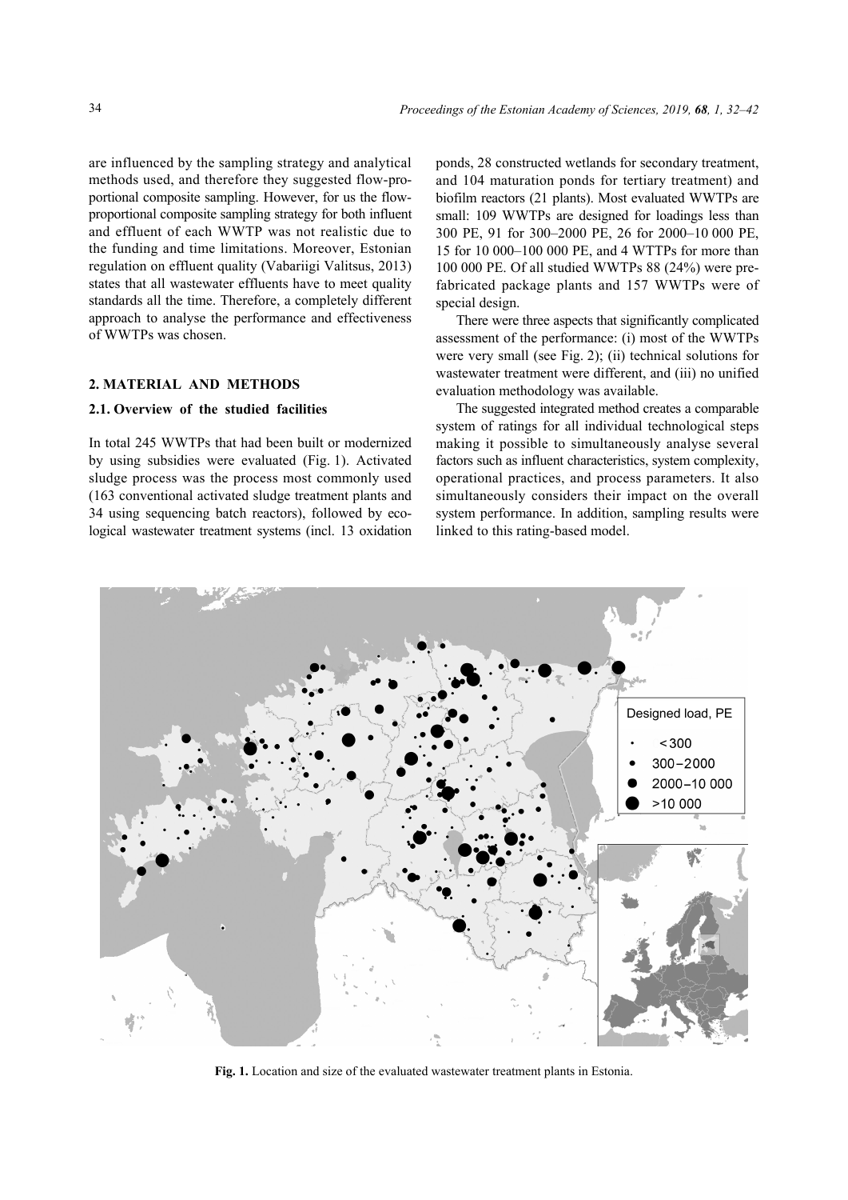are influenced by the sampling strategy and analytical methods used, and therefore they suggested flow-proportional composite sampling. However, for us the flow-proportional composite sampling strategy for both influent and effluent of each WWTP was not realistic due to the funding and time limitations. Moreover, Estonian regulation on effluent quality (Vabariigi Valitsus, 2013) states that all wastewater effluents have to meet quality standards all the time. Therefore, a completely different approach to analyse the performance and effectiveness of WWTPs was chosen.

## 2. MATERIAL AND METHODS

### 2.1. Overview of the studied facilities

In total 245 WWTPs that had been built or modernized by using subsidies were evaluated (Fig. 1). Activated sludge process was the process most commonly used (163 conventional activated sludge treatment plants and 34 using sequencing batch reactors), followed by ecological wastewater treatment systems (incl. 13 oxidation ponds, 28 constructed wetlands for secondary treatment, and 104 maturation ponds for tertiary treatment) and biofilm reactors (21 plants). Most evaluated WWTPs are small: 109 WWTPs are designed for loadings less than 300 PE, 91 for 300–2000 PE, 26 for 2000–10 000 PE, 15 for 10 000–100 000 PE, and 4 WTTPs for more than 100 000 PE. Of all studied WWTPs 88 (24%) were prefabricated package plants and 157 WWTPs were of special design.

There were three aspects that significantly complicated assessment of the performance: (i) most of the WWTPs were very small (see Fig. 2); (ii) technical solutions for wastewater treatment were different, and (iii) no unified evaluation methodology was available.

The suggested integrated method creates a comparable system of ratings for all individual technological steps making it possible to simultaneously analyse several factors such as influent characteristics, system complexity, operational practices, and process parameters. It also simultaneously considers their impact on the overall system performance. In addition, sampling results were linked to this rating-based model.

**Fig. 1.** Location and size of the evaluated wastewater treatment plants in Estonia.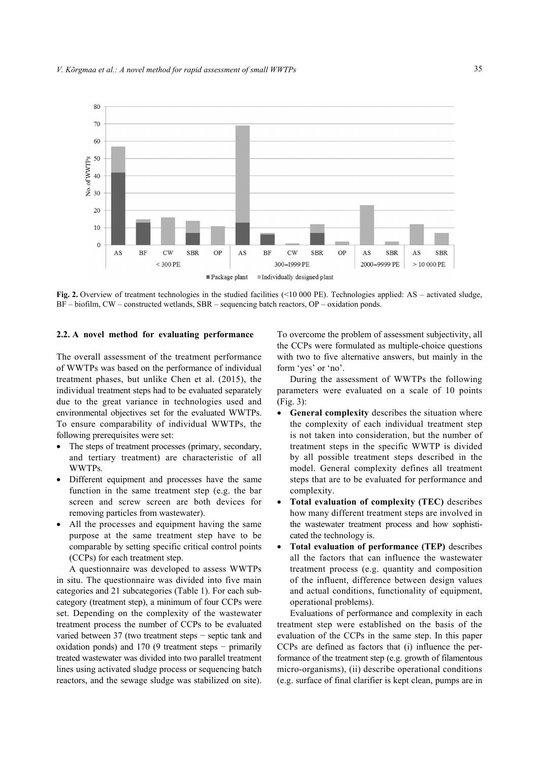Fig. 2. Overview of treatment technologies in the studied facilities (<10 000 PE). Technologies applied: AS – activated sludge, BF – biofilm, CW – constructed wetlands, SBR – sequencing batch reactors, OP – oxidation ponds.

### 2.2. A novel method for evaluating performance

The overall assessment of the treatment performance of WWTPs was based on the performance of individual treatment phases, but unlike Chen et al. (2015), the individual treatment steps had to be evaluated separately due to the great variance in technologies used and environmental objectives set for the evaluated WWTPs. To ensure comparability of individual WWTPs, the following prerequisites were set:

- The steps of treatment processes (primary, secondary, and tertiary treatment) are characteristic of all WWTPs.
- Different equipment and processes have the same function in the same treatment step (e.g. the bar screen and screw screen are both devices for removing particles from wastewater).
- All the processes and equipment having the same purpose at the same treatment step have to be comparable by setting specific critical control points (CCPs) for each treatment step.

A questionnaire was developed to assess WWTPs in situ. The questionnaire was divided into five main categories and 21 subcategories (Table 1). For each subcategory (treatment step), a minimum of four CCPs were set. Depending on the complexity of the wastewater treatment process the number of CCPs to be evaluated varied between 37 (two treatment steps − septic tank and oxidation ponds) and 170 (9 treatment steps − primarily treated wastewater was divided into two parallel treatment lines using activated sludge process or sequencing batch reactors, and the sewage sludge was stabilized on site). To overcome the problem of assessment subjectivity, all the CCPs were formulated as multiple-choice questions with two to five alternative answers, but mainly in the form 'yes' or 'no'.

During the assessment of WWTPs the following parameters were evaluated on a scale of 10 points (Fig. 3):

- **General complexity** describes the situation where the complexity of each individual treatment step is not taken into consideration, but the number of treatment steps in the specific WWTP is divided by all possible treatment steps described in the model. General complexity defines all treatment steps that are to be evaluated for performance and complexity.
- **Total evaluation of complexity (TEC)** describes how many different treatment steps are involved in the wastewater treatment process and how sophisticated the technology is.
- **Total evaluation of performance (TEP)** describes all the factors that can influence the wastewater treatment process (e.g. quantity and composition of the influent, difference between design values and actual conditions, functionality of equipment, operational problems).

Evaluations of performance and complexity in each treatment step were established on the basis of the evaluation of the CCPs in the same step. In this paper CCPs are defined as factors that (i) influence the performance of the treatment step (e.g. growth of filamentous micro-organisms), (ii) describe operational conditions (e.g. surface of final clarifier is kept clean, pumps are in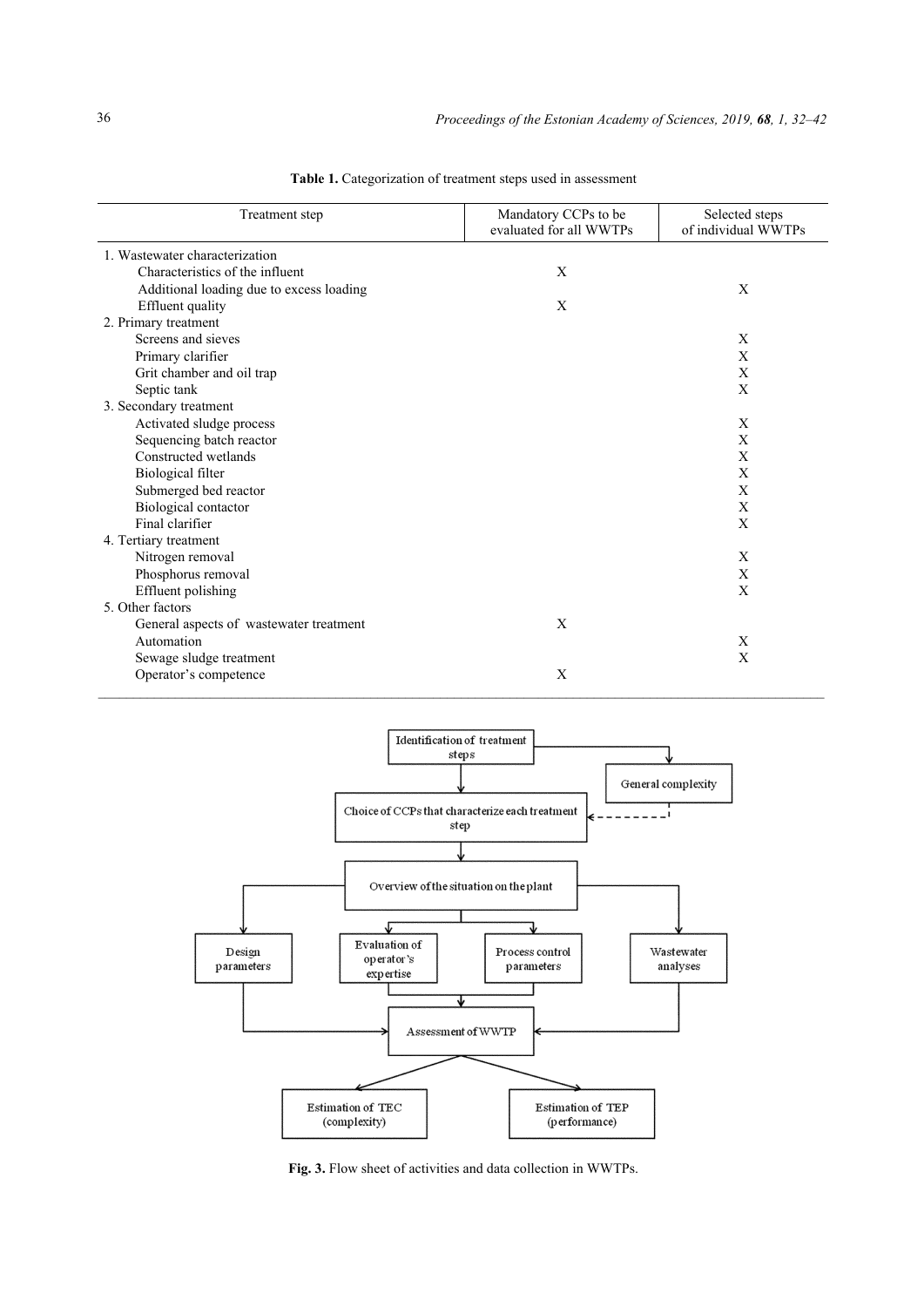**Table 1.** Categorization of treatment steps used in assessment

| Treatment step | Mandatory CCPs to be evaluated for all WWTPs | Selected steps of individual WWTPs |
|---|---|---|
| 1. Wastewater characterization | | |
| Characteristics of the influent | X | |
| Additional loading due to excess loading | | X |
| Effluent quality | X | |
| 2. Primary treatment | | |
| Screens and sieves | | X |
| Primary clarifier | | X |
| Grit chamber and oil trap | | X |
| Septic tank | | X |
| 3. Secondary treatment | | |
| Activated sludge process | | X |
| Sequencing batch reactor | | X |
| Constructed wetlands | | X |
| Biological filter | | X |
| Submerged bed reactor | | X |
| Biological contactor | | X |
| Final clarifier | | X |
| 4. Tertiary treatment | | |
| Nitrogen removal | | X |
| Phosphorus removal | | X |
| Effluent polishing | | X |
| 5. Other factors | | |
| General aspects of wastewater treatment | X | |
| Automation | | X |
| Sewage sludge treatment | | X |
| Operator's competence | X | |

```
Identification of treatment steps ──────────────► General complexity
        │                                                  ┆
        ▼                                                  ┆
Choice of CCPs that characterize each treatment step ◄┄┄┄┄┘
        │
        ▼
Overview of the situation on the plant
   │              │                    │                  │
   ▼              ▼                    ▼                  ▼
Design       Evaluation of       Process control     Wastewater
parameters   operator's          parameters          analyses
             expertise
   │              │                    │                  │
   └──────────────┴──► Assessment of WWTP ◄───────────────┘
                              │
                 ┌────────────┴────────────┐
                 ▼                         ▼
        Estimation of TEC          Estimation of TEP
          (complexity)               (performance)
```

**Fig. 3.** Flow sheet of activities and data collection in WWTPs.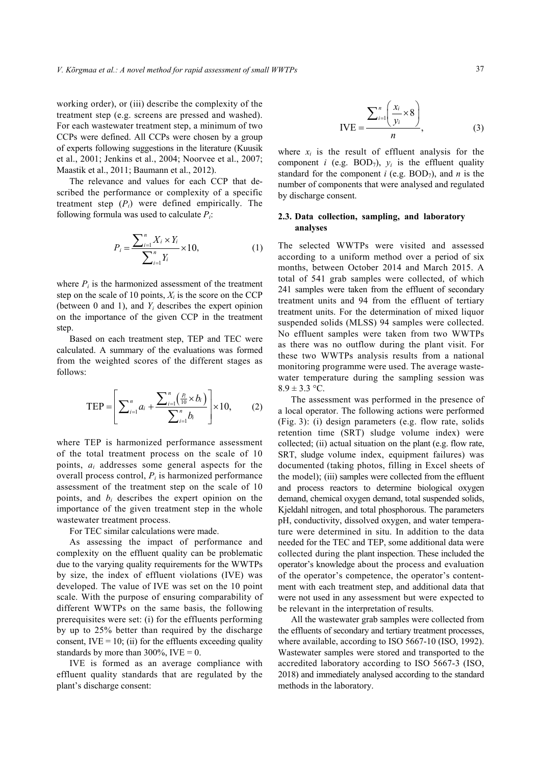working order), or (iii) describe the complexity of the treatment step (e.g. screens are pressed and washed). For each wastewater treatment step, a minimum of two CCPs were defined. All CCPs were chosen by a group of experts following suggestions in the literature (Kuusik et al., 2001; Jenkins et al., 2004; Noorvee et al., 2007; Maastik et al., 2011; Baumann et al., 2012).

The relevance and values for each CCP that described the performance or complexity of a specific treatment step ($P_i$) were defined empirically. The following formula was used to calculate $P_i$:

$$P_i = \frac{\sum_{i=1}^{n} X_i \times Y_i}{\sum_{i=1}^{n} Y_i} \times 10, \tag{1}$$

where $P_i$ is the harmonized assessment of the treatment step on the scale of 10 points, $X_i$ is the score on the CCP (between 0 and 1), and $Y_i$ describes the expert opinion on the importance of the given CCP in the treatment step.

Based on each treatment step, TEP and TEC were calculated. A summary of the evaluations was formed from the weighted scores of the different stages as follows:

$$\text{TEP} = \left[ \sum_{i=1}^{n} a_i + \frac{\sum_{i=1}^{n} \left( \frac{P_i}{10} \times b_i \right)}{\sum_{i=1}^{n} b_i} \right] \times 10, \tag{2}$$

where TEP is harmonized performance assessment of the total treatment process on the scale of 10 points, $a_i$ addresses some general aspects for the overall process control, $P_i$ is harmonized performance assessment of the treatment step on the scale of 10 points, and $b_i$ describes the expert opinion on the importance of the given treatment step in the whole wastewater treatment process.

For TEC similar calculations were made.

As assessing the impact of performance and complexity on the effluent quality can be problematic due to the varying quality requirements for the WWTPs by size, the index of effluent violations (IVE) was developed. The value of IVE was set on the 10 point scale. With the purpose of ensuring comparability of different WWTPs on the same basis, the following prerequisites were set: (i) for the effluents performing by up to 25% better than required by the discharge consent, IVE = 10; (ii) for the effluents exceeding quality standards by more than 300%, IVE = 0.

IVE is formed as an average compliance with effluent quality standards that are regulated by the plant's discharge consent:

$$\text{IVE} = \frac{\sum_{i=1}^{n} \left( \frac{x_i}{y_i} \times 8 \right)}{n}, \tag{3}$$

where $x_i$ is the result of effluent analysis for the component $i$ (e.g. $BOD_7$), $y_i$ is the effluent quality standard for the component $i$ (e.g. $BOD_7$), and $n$ is the number of components that were analysed and regulated by discharge consent.

### 2.3. Data collection, sampling, and laboratory analyses

The selected WWTPs were visited and assessed according to a uniform method over a period of six months, between October 2014 and March 2015. A total of 541 grab samples were collected, of which 241 samples were taken from the effluent of secondary treatment units and 94 from the effluent of tertiary treatment units. For the determination of mixed liquor suspended solids (MLSS) 94 samples were collected. No effluent samples were taken from two WWTPs as there was no outflow during the plant visit. For these two WWTPs analysis results from a national monitoring programme were used. The average wastewater temperature during the sampling session was 8.9 ± 3.3 °C.

The assessment was performed in the presence of a local operator. The following actions were performed (Fig. 3): (i) design parameters (e.g. flow rate, solids retention time (SRT) sludge volume index) were collected; (ii) actual situation on the plant (e.g. flow rate, SRT, sludge volume index, equipment failures) was documented (taking photos, filling in Excel sheets of the model); (iii) samples were collected from the effluent and process reactors to determine biological oxygen demand, chemical oxygen demand, total suspended solids, Kjeldahl nitrogen, and total phosphorous. The parameters pH, conductivity, dissolved oxygen, and water temperature were determined in situ. In addition to the data needed for the TEC and TEP, some additional data were collected during the plant inspection. These included the operator's knowledge about the process and evaluation of the operator's competence, the operator's contentment with each treatment step, and additional data that were not used in any assessment but were expected to be relevant in the interpretation of results.

All the wastewater grab samples were collected from the effluents of secondary and tertiary treatment processes, where available, according to ISO 5667-10 (ISO, 1992). Wastewater samples were stored and transported to the accredited laboratory according to ISO 5667-3 (ISO, 2018) and immediately analysed according to the standard methods in the laboratory.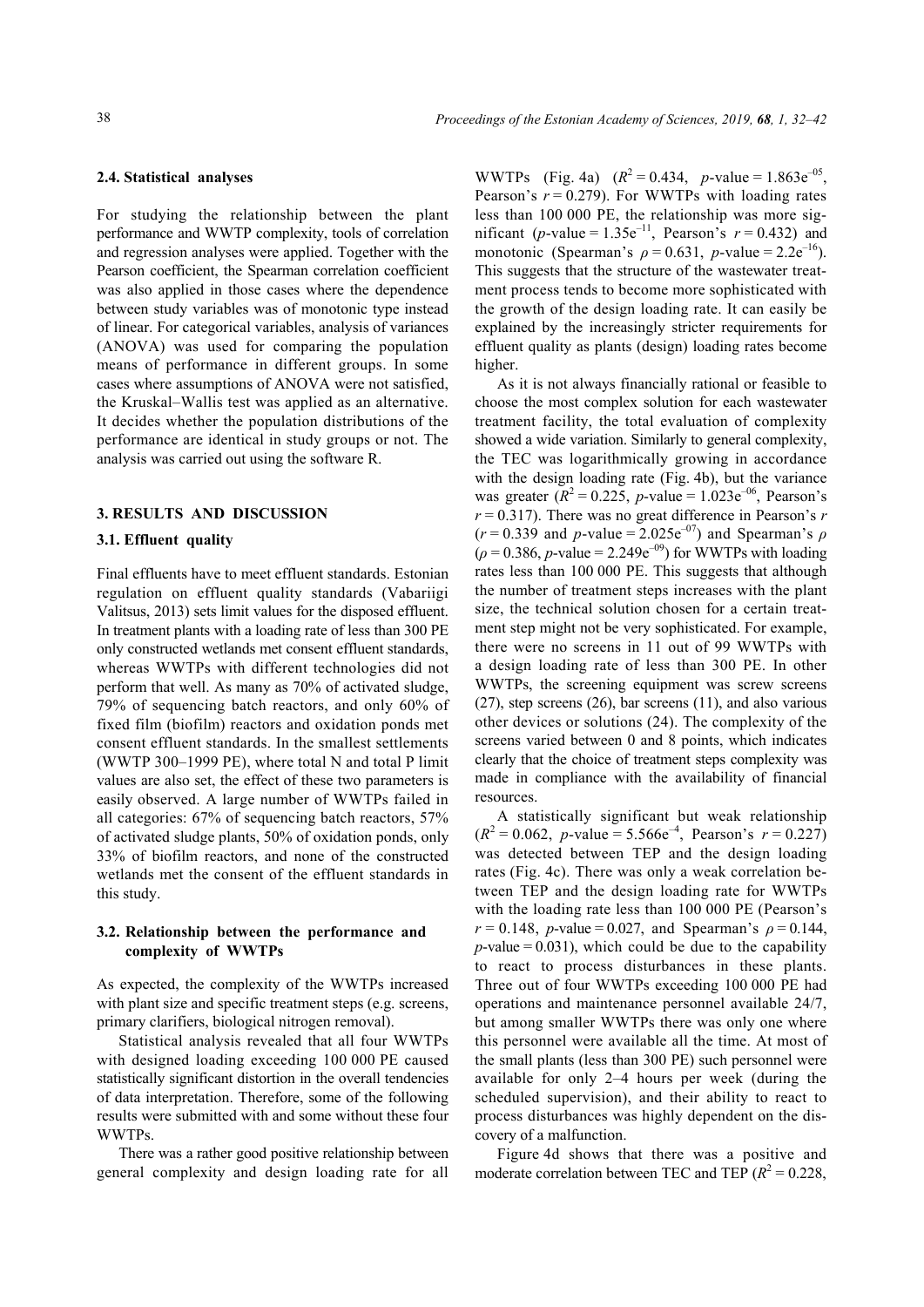### 2.4. Statistical analyses

For studying the relationship between the plant performance and WWTP complexity, tools of correlation and regression analyses were applied. Together with the Pearson coefficient, the Spearman correlation coefficient was also applied in those cases where the dependence between study variables was of monotonic type instead of linear. For categorical variables, analysis of variances (ANOVA) was used for comparing the population means of performance in different groups. In some cases where assumptions of ANOVA were not satisfied, the Kruskal–Wallis test was applied as an alternative. It decides whether the population distributions of the performance are identical in study groups or not. The analysis was carried out using the software R.

## 3. RESULTS AND DISCUSSION

### 3.1. Effluent quality

Final effluents have to meet effluent standards. Estonian regulation on effluent quality standards (Vabariigi Valitsus, 2013) sets limit values for the disposed effluent. In treatment plants with a loading rate of less than 300 PE only constructed wetlands met consent effluent standards, whereas WWTPs with different technologies did not perform that well. As many as 70% of activated sludge, 79% of sequencing batch reactors, and only 60% of fixed film (biofilm) reactors and oxidation ponds met consent effluent standards. In the smallest settlements (WWTP 300–1999 PE), where total N and total P limit values are also set, the effect of these two parameters is easily observed. A large number of WWTPs failed in all categories: 67% of sequencing batch reactors, 57% of activated sludge plants, 50% of oxidation ponds, only 33% of biofilm reactors, and none of the constructed wetlands met the consent of the effluent standards in this study.

### 3.2. Relationship between the performance and complexity of WWTPs

As expected, the complexity of the WWTPs increased with plant size and specific treatment steps (e.g. screens, primary clarifiers, biological nitrogen removal).

Statistical analysis revealed that all four WWTPs with designed loading exceeding 100 000 PE caused statistically significant distortion in the overall tendencies of data interpretation. Therefore, some of the following results were submitted with and some without these four WWTPs.

There was a rather good positive relationship between general complexity and design loading rate for all WWTPs (Fig. 4a) ($R^2 = 0.434$, $p$-value $= 1.863e^{-05}$, Pearson's $r = 0.279$). For WWTPs with loading rates less than 100 000 PE, the relationship was more significant ($p$-value $= 1.35e^{-11}$, Pearson's $r = 0.432$) and monotonic (Spearman's $\rho = 0.631$, $p$-value $= 2.2e^{-16}$). This suggests that the structure of the wastewater treatment process tends to become more sophisticated with the growth of the design loading rate. It can easily be explained by the increasingly stricter requirements for effluent quality as plants (design) loading rates become higher.

As it is not always financially rational or feasible to choose the most complex solution for each wastewater treatment facility, the total evaluation of complexity showed a wide variation. Similarly to general complexity, the TEC was logarithmically growing in accordance with the design loading rate (Fig. 4b), but the variance was greater ($R^2 = 0.225$, $p$-value $= 1.023e^{-06}$, Pearson's $r = 0.317$). There was no great difference in Pearson's $r$ ($r = 0.339$ and $p$-value $= 2.025e^{-07}$) and Spearman's $\rho$ ($\rho = 0.386$, $p$-value $= 2.249e^{-09}$) for WWTPs with loading rates less than 100 000 PE. This suggests that although the number of treatment steps increases with the plant size, the technical solution chosen for a certain treatment step might not be very sophisticated. For example, there were no screens in 11 out of 99 WWTPs with a design loading rate of less than 300 PE. In other WWTPs, the screening equipment was screw screens (27), step screens (26), bar screens (11), and also various other devices or solutions (24). The complexity of the screens varied between 0 and 8 points, which indicates clearly that the choice of treatment steps complexity was made in compliance with the availability of financial resources.

A statistically significant but weak relationship ($R^2 = 0.062$, $p$-value $= 5.566e^{-4}$, Pearson's $r = 0.227$) was detected between TEP and the design loading rates (Fig. 4c). There was only a weak correlation between TEP and the design loading rate for WWTPs with the loading rate less than 100 000 PE (Pearson's $r = 0.148$, $p$-value $= 0.027$, and Spearman's $\rho = 0.144$, $p$-value $= 0.031$), which could be due to the capability to react to process disturbances in these plants. Three out of four WWTPs exceeding 100 000 PE had operations and maintenance personnel available 24/7, but among smaller WWTPs there was only one where this personnel were available all the time. At most of the small plants (less than 300 PE) such personnel were available for only 2–4 hours per week (during the scheduled supervision), and their ability to react to process disturbances was highly dependent on the discovery of a malfunction.

Figure 4d shows that there was a positive and moderate correlation between TEC and TEP ($R^2 = 0.228$,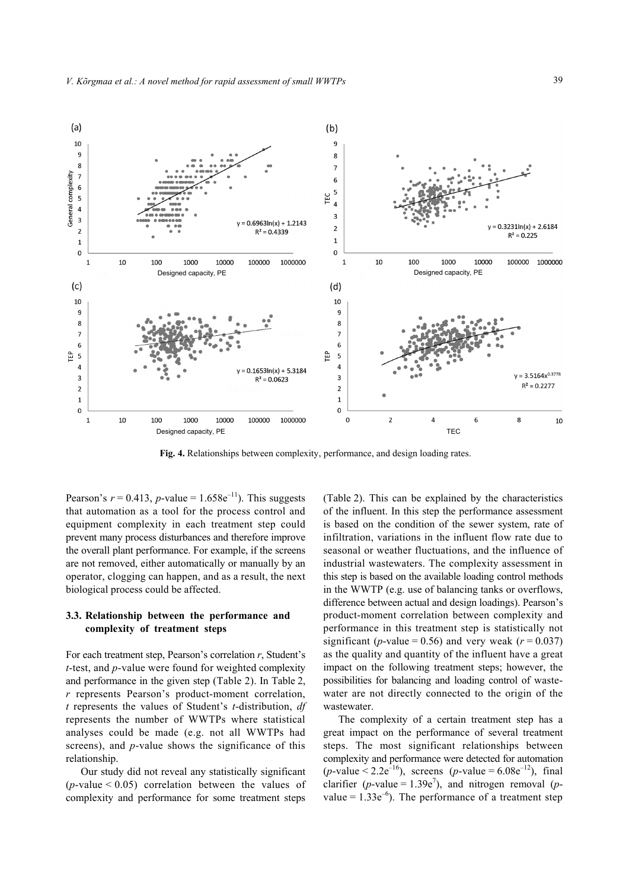Fig. 4. Relationships between complexity, performance, and design loading rates.

Pearson's $r = 0.413$, $p$-value $= 1.658e^{-11}$). This suggests that automation as a tool for the process control and equipment complexity in each treatment step could prevent many process disturbances and therefore improve the overall plant performance. For example, if the screens are not removed, either automatically or manually by an operator, clogging can happen, and as a result, the next biological process could be affected.

## 3.3. Relationship between the performance and complexity of treatment steps

For each treatment step, Pearson's correlation $r$, Student's $t$-test, and $p$-value were found for weighted complexity and performance in the given step (Table 2). In Table 2, $r$ represents Pearson's product-moment correlation, $t$ represents the values of Student's $t$-distribution, $df$ represents the number of WWTPs where statistical analyses could be made (e.g. not all WWTPs had screens), and $p$-value shows the significance of this relationship.

Our study did not reveal any statistically significant ($p$-value $< 0.05$) correlation between the values of complexity and performance for some treatment steps (Table 2). This can be explained by the characteristics of the influent. In this step the performance assessment is based on the condition of the sewer system, rate of infiltration, variations in the influent flow rate due to seasonal or weather fluctuations, and the influence of industrial wastewaters. The complexity assessment in this step is based on the available loading control methods in the WWTP (e.g. use of balancing tanks or overflows, difference between actual and design loadings). Pearson's product-moment correlation between complexity and performance in this treatment step is statistically not significant ($p$-value $= 0.56$) and very weak ($r = 0.037$) as the quality and quantity of the influent have a great impact on the following treatment steps; however, the possibilities for balancing and loading control of wastewater are not directly connected to the origin of the wastewater.

The complexity of a certain treatment step has a great impact on the performance of several treatment steps. The most significant relationships between complexity and performance were detected for automation ($p$-value $< 2.2e^{-16}$), screens ($p$-value $= 6.08e^{-12}$), final clarifier ($p$-value $= 1.39e^{7}$), and nitrogen removal ($p$-value $= 1.33e^{-6}$). The performance of a treatment step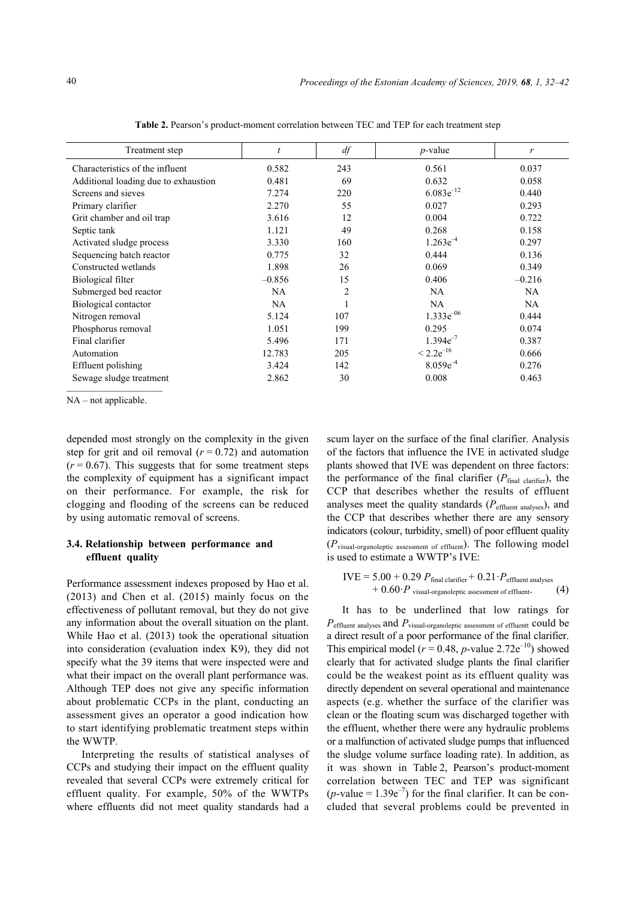**Table 2.** Pearson's product-moment correlation between TEC and TEP for each treatment step

| Treatment step | $t$ | $df$ | $p$-value | $r$ |
|---|---|---|---|---|
| Characteristics of the influent | 0.582 | 243 | 0.561 | 0.037 |
| Additional loading due to exhaustion | 0.481 | 69 | 0.632 | 0.058 |
| Screens and sieves | 7.274 | 220 | $6.083e^{-12}$ | 0.440 |
| Primary clarifier | 2.270 | 55 | 0.027 | 0.293 |
| Grit chamber and oil trap | 3.616 | 12 | 0.004 | 0.722 |
| Septic tank | 1.121 | 49 | 0.268 | 0.158 |
| Activated sludge process | 3.330 | 160 | $1.263e^{-4}$ | 0.297 |
| Sequencing batch reactor | 0.775 | 32 | 0.444 | 0.136 |
| Constructed wetlands | 1.898 | 26 | 0.069 | 0.349 |
| Biological filter | –0.856 | 15 | 0.406 | –0.216 |
| Submerged bed reactor | NA | 2 | NA | NA |
| Biological contactor | NA | 1 | NA | NA |
| Nitrogen removal | 5.124 | 107 | $1.333e^{-06}$ | 0.444 |
| Phosphorus removal | 1.051 | 199 | 0.295 | 0.074 |
| Final clarifier | 5.496 | 171 | $1.394e^{-7}$ | 0.387 |
| Automation | 12.783 | 205 | $< 2.2e^{-16}$ | 0.666 |
| Effluent polishing | 3.424 | 142 | $8.059e^{-4}$ | 0.276 |
| Sewage sludge treatment | 2.862 | 30 | 0.008 | 0.463 |

NA – not applicable.

depended most strongly on the complexity in the given step for grit and oil removal ($r = 0.72$) and automation ($r = 0.67$). This suggests that for some treatment steps the complexity of equipment has a significant impact on their performance. For example, the risk for clogging and flooding of the screens can be reduced by using automatic removal of screens.

### 3.4. Relationship between performance and effluent quality

Performance assessment indexes proposed by Hao et al. (2013) and Chen et al. (2015) mainly focus on the effectiveness of pollutant removal, but they do not give any information about the overall situation on the plant. While Hao et al. (2013) took the operational situation into consideration (evaluation index K9), they did not specify what the 39 items that were inspected were and what their impact on the overall plant performance was. Although TEP does not give any specific information about problematic CCPs in the plant, conducting an assessment gives an operator a good indication how to start identifying problematic treatment steps within the WWTP.

Interpreting the results of statistical analyses of CCPs and studying their impact on the effluent quality revealed that several CCPs were extremely critical for effluent quality. For example, 50% of the WWTPs where effluents did not meet quality standards had a scum layer on the surface of the final clarifier. Analysis of the factors that influence the IVE in activated sludge plants showed that IVE was dependent on three factors: the performance of the final clarifier ($P_{\text{final clarifier}}$), the CCP that describes whether the results of effluent analyses meet the quality standards ($P_{\text{effluent analyses}}$), and the CCP that describes whether there are any sensory indicators (colour, turbidity, smell) of poor effluent quality ($P_{\text{visual-organoleptic assessment of effluent}}$). The following model is used to estimate a WWTP's IVE:

$$\text{IVE} = 5.00 + 0.29\, P_{\text{final clarifier}} + 0.21 \cdot P_{\text{effluent analyses}} + 0.60 \cdot P_{\text{visual-organoleptic assessment of effluent}}. \quad (4)$$

It has to be underlined that low ratings for $P_{\text{effluent analyses}}$ and $P_{\text{visual-organoleptic assessment of effluentt}}$ could be a direct result of a poor performance of the final clarifier. This empirical model ($r = 0.48$, $p$-value $2.72e^{-10}$) showed clearly that for activated sludge plants the final clarifier could be the weakest point as its effluent quality was directly dependent on several operational and maintenance aspects (e.g. whether the surface of the clarifier was clean or the floating scum was discharged together with the effluent, whether there were any hydraulic problems or a malfunction of activated sludge pumps that influenced the sludge volume surface loading rate). In addition, as it was shown in Table 2, Pearson's product-moment correlation between TEC and TEP was significant ($p$-value $= 1.39e^{-7}$) for the final clarifier. It can be concluded that several problems could be prevented in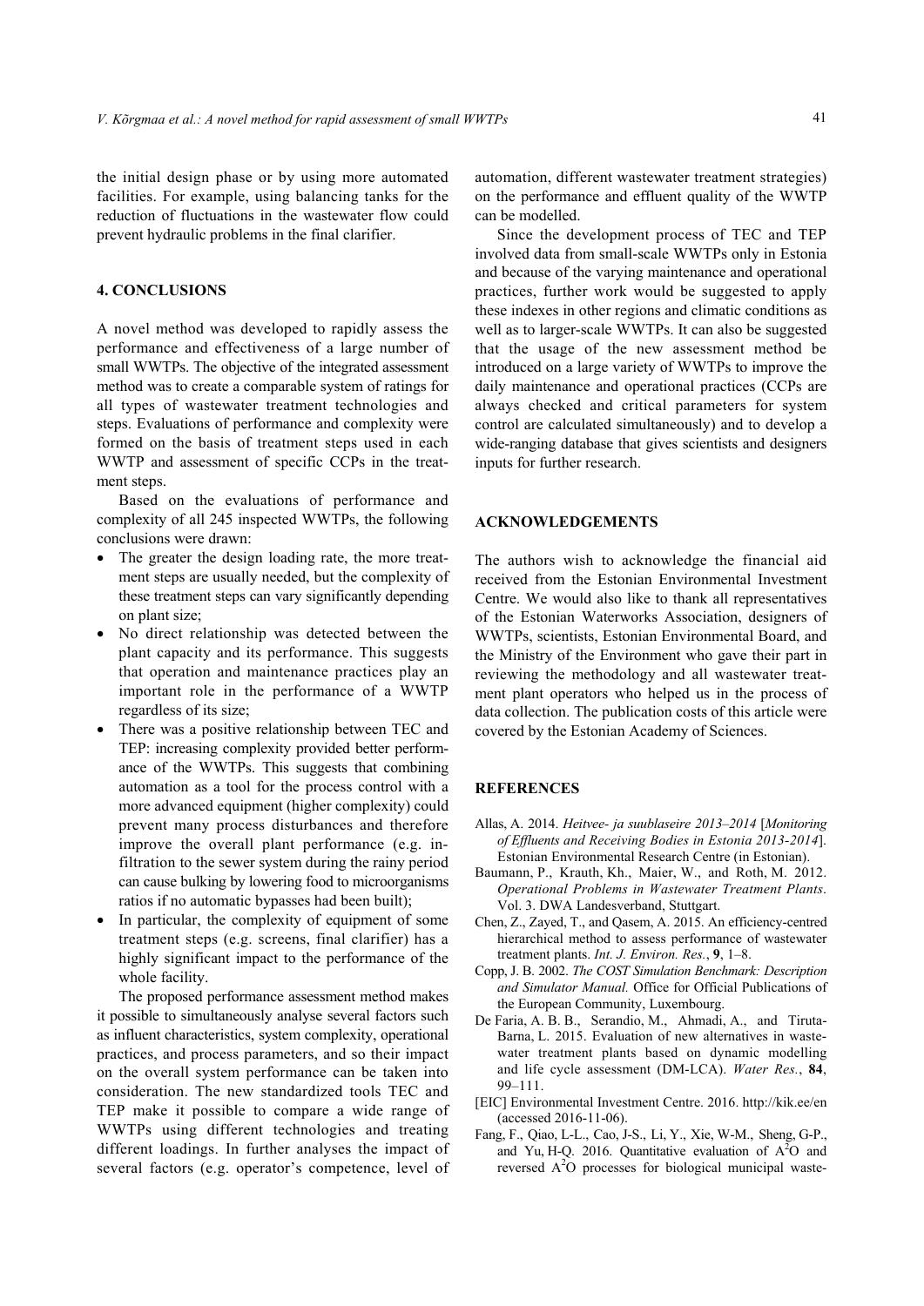the initial design phase or by using more automated facilities. For example, using balancing tanks for the reduction of fluctuations in the wastewater flow could prevent hydraulic problems in the final clarifier.

## 4. CONCLUSIONS

A novel method was developed to rapidly assess the performance and effectiveness of a large number of small WWTPs. The objective of the integrated assessment method was to create a comparable system of ratings for all types of wastewater treatment technologies and steps. Evaluations of performance and complexity were formed on the basis of treatment steps used in each WWTP and assessment of specific CCPs in the treatment steps.

Based on the evaluations of performance and complexity of all 245 inspected WWTPs, the following conclusions were drawn:

- The greater the design loading rate, the more treatment steps are usually needed, but the complexity of these treatment steps can vary significantly depending on plant size;
- No direct relationship was detected between the plant capacity and its performance. This suggests that operation and maintenance practices play an important role in the performance of a WWTP regardless of its size;
- There was a positive relationship between TEC and TEP: increasing complexity provided better performance of the WWTPs. This suggests that combining automation as a tool for the process control with a more advanced equipment (higher complexity) could prevent many process disturbances and therefore improve the overall plant performance (e.g. infiltration to the sewer system during the rainy period can cause bulking by lowering food to microorganisms ratios if no automatic bypasses had been built);
- In particular, the complexity of equipment of some treatment steps (e.g. screens, final clarifier) has a highly significant impact to the performance of the whole facility.

The proposed performance assessment method makes it possible to simultaneously analyse several factors such as influent characteristics, system complexity, operational practices, and process parameters, and so their impact on the overall system performance can be taken into consideration. The new standardized tools TEC and TEP make it possible to compare a wide range of WWTPs using different technologies and treating different loadings. In further analyses the impact of several factors (e.g. operator's competence, level of automation, different wastewater treatment strategies) on the performance and effluent quality of the WWTP can be modelled.

Since the development process of TEC and TEP involved data from small-scale WWTPs only in Estonia and because of the varying maintenance and operational practices, further work would be suggested to apply these indexes in other regions and climatic conditions as well as to larger-scale WWTPs. It can also be suggested that the usage of the new assessment method be introduced on a large variety of WWTPs to improve the daily maintenance and operational practices (CCPs are always checked and critical parameters for system control are calculated simultaneously) and to develop a wide-ranging database that gives scientists and designers inputs for further research.

## ACKNOWLEDGEMENTS

The authors wish to acknowledge the financial aid received from the Estonian Environmental Investment Centre. We would also like to thank all representatives of the Estonian Waterworks Association, designers of WWTPs, scientists, Estonian Environmental Board, and the Ministry of the Environment who gave their part in reviewing the methodology and all wastewater treatment plant operators who helped us in the process of data collection. The publication costs of this article were covered by the Estonian Academy of Sciences.

## REFERENCES

Allas, A. 2014. *Heitvee- ja suublaseire 2013–2014* [*Monitoring of Effluents and Receiving Bodies in Estonia 2013-2014*]. Estonian Environmental Research Centre (in Estonian).

Baumann, P., Krauth, Kh., Maier, W., and Roth, M. 2012. *Operational Problems in Wastewater Treatment Plants*. Vol. 3. DWA Landesverband, Stuttgart.

Chen, Z., Zayed, T., and Qasem, A. 2015. An efficiency-centred hierarchical method to assess performance of wastewater treatment plants. *Int. J. Environ. Res.*, **9**, 1–8.

Copp, J. B. 2002. *The COST Simulation Benchmark: Description and Simulator Manual.* Office for Official Publications of the European Community, Luxembourg.

De Faria, A. B. B., Serandio, M., Ahmadi, A., and Tiruta-Barna, L. 2015. Evaluation of new alternatives in wastewater treatment plants based on dynamic modelling and life cycle assessment (DM-LCA). *Water Res.*, **84**, 99–111.

[EIC] Environmental Investment Centre. 2016. http://kik.ee/en (accessed 2016-11-06).

Fang, F., Qiao, L-L., Cao, J-S., Li, Y., Xie, W-M., Sheng, G-P., and Yu, H-Q. 2016. Quantitative evaluation of $A^2O$ and reversed $A^2O$ processes for biological municipal waste-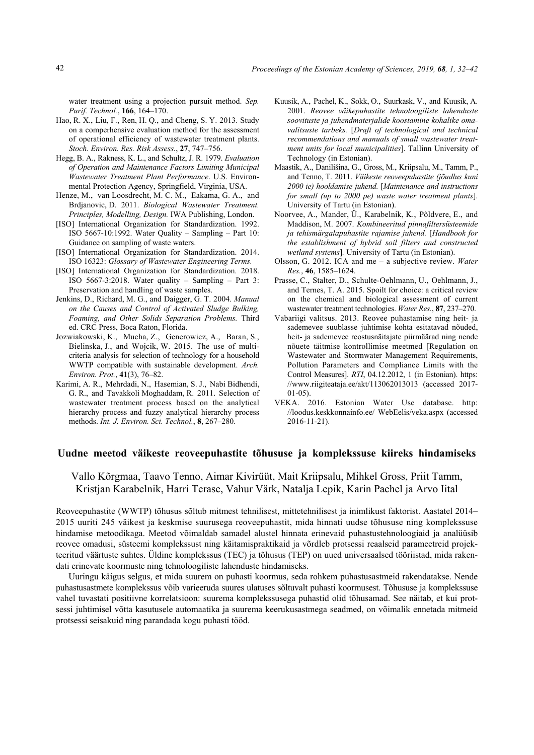water treatment using a projection pursuit method. *Sep. Purif. Technol.*, **166**, 164–170.

Hao, R. X., Liu, F., Ren, H. Q., and Cheng, S. Y. 2013. Study on a comperhensive evaluation method for the assessment of operational efficiency of wastewater treatment plants. *Stoch. Environ. Res. Risk Assess.*, **27**, 747–756.

Hegg, B. A., Rakness, K. L., and Schultz, J. R. 1979. *Evaluation of Operation and Maintenance Factors Limiting Municipal Wastewater Treatment Plant Performance*. U.S. Environmental Protection Agency, Springfield, Virginia, USA.

Henze, M., van Loosdrecht, M. C. M., Eakama, G. A., and Brdjanovic, D. 2011. *Biological Wastewater Treatment. Principles, Modelling, Design.* IWA Publishing, London.

[ISO] International Organization for Standardization. 1992. ISO 5667-10:1992. Water Quality – Sampling – Part 10: Guidance on sampling of waste waters.

[ISO] International Organization for Standardization. 2014. ISO 16323: *Glossary of Wastewater Engineering Terms.*

[ISO] International Organization for Standardization. 2018. ISO 5667-3:2018. Water quality – Sampling – Part 3: Preservation and handling of waste samples.

Jenkins, D., Richard, M. G., and Daigger, G. T. 2004. *Manual on the Causes and Control of Activated Sludge Bulking, Foaming, and Other Solids Separation Problems.* Third ed. CRC Press, Boca Raton, Florida.

Jozwiakowski, K., Mucha, Z., Generowicz, A., Baran, S., Bielinska, J., and Wojcik, W. 2015. The use of multicriteria analysis for selection of technology for a household WWTP compatible with sustainable development. *Arch. Environ. Prot.*, **41**(3), 76–82.

Karimi, A. R., Mehrdadi, N., Hasemian, S. J., Nabi Bidhendi, G. R., and Tavakkoli Moghaddam, R. 2011. Selection of wastewater treatment process based on the analytical hierarchy process and fuzzy analytical hierarchy process methods. *Int. J. Environ. Sci. Technol.*, **8**, 267–280.

Kuusik, A., Pachel, K., Sokk, O., Suurkask, V., and Kuusik, A. 2001. *Reovee väikepuhastite tehnoloogiliste lahenduste soovituste ja juhendmaterjalide koostamine kohalike omavalitsuste tarbeks.* [*Draft of technological and technical recommendations and manuals of small wastewater treatment units for local municipalities*]. Tallinn University of Technology (in Estonian).

Maastik, A., Danilišina, G., Gross, M., Kriipsalu, M., Tamm, P., and Tenno, T. 2011. *Väikeste reoveepuhastite (jõudlus kuni 2000 ie) hooldamise juhend.* [*Maintenance and instructions for small (up to 2000 pe) waste water treatment plants*]. University of Tartu (in Estonian).

Noorvee, A., Mander, Ü., Karabelnik, K., Põldvere, E., and Maddison, M. 2007. *Kombineeritud pinnafiltersüsteemide ja tehismärgalapuhastite rajamise juhend.* [*Handbook for the establishment of hybrid soil filters and constructed wetland systems*]. University of Tartu (in Estonian).

Olsson, G. 2012. ICA and me – a subjective review. *Water Res.*, **46**, 1585–1624.

Prasse, C., Stalter, D., Schulte-Oehlmann, U., Oehlmann, J., and Ternes, T. A. 2015. Spoilt for choice: a critical review on the chemical and biological assessment of current wastewater treatment technologies. *Water Res.*, **87**, 237–270.

Vabariigi valitsus. 2013. Reovee puhastamise ning heit- ja sademevee suublasse juhtimise kohta esitatavad nõuded, heit- ja sademevee reostusnäitajate piirmäärad ning nende nõuete täitmise kontrollimise meetmed [Regulation on Wastewater and Stormwater Management Requirements, Pollution Parameters and Compliance Limits with the Control Measures]. *RTI*, 04.12.2012, 1 (in Estonian). https://www.riigiteataja.ee/akt/113062013013 (accessed 2017-01-05).

VEKA. 2016. Estonian Water Use database. http://loodus.keskkonnainfo.ee/ WebEelis/veka.aspx (accessed 2016-11-21).

## Uudne meetod väikeste reoveepuhastite tõhususe ja komplekssuse kiireks hindamiseks

Vallo Kõrgmaa, Taavo Tenno, Aimar Kivirüüt, Mait Kriipsalu, Mihkel Gross, Priit Tamm, Kristjan Karabelnik, Harri Terase, Vahur Värk, Natalja Lepik, Karin Pachel ja Arvo Iital

Reoveepuhastite (WWTP) tõhusus sõltub mitmest tehnilisest, mittetehnilisest ja inimlikust faktorist. Aastatel 2014–2015 uuriti 245 väikest ja keskmise suurusega reoveepuhastit, mida hinnati uudse tõhususe ning komplekssuse hindamise metoodikaga. Meetod võimaldab samadel alustel hinnata erinevaid puhastustehnoloogiaid ja analüüsib reovee omadusi, süsteemi komplekssust ning käitamispraktikaid ja võrdleb protsessi reaalseid parameetreid projekteeritud väärtuste suhtes. Üldine komplekssus (TEC) ja tõhusus (TEP) on uued universaalsed tööriistad, mida rakendati erinevate koormuste ning tehnoloogiliste lahenduste hindamiseks.

Uuringu käigus selgus, et mida suurem on puhasti koormus, seda rohkem puhastusastmeid rakendatakse. Nende puhastusastmete komplekssus võib varieeruda suures ulatuses sõltuvalt puhasti koormusest. Tõhususe ja komplekssuse vahel tuvastati positiivne korrelatsioon: suurema komplekssusega puhastid olid tõhusamad. See näitab, et kui protsessi juhtimisel võtta kasutusele automaatika ja suurema keerukusastmega seadmed, on võimalik ennetada mitmeid protsessi seisakuid ning parandada kogu puhasti tööd.